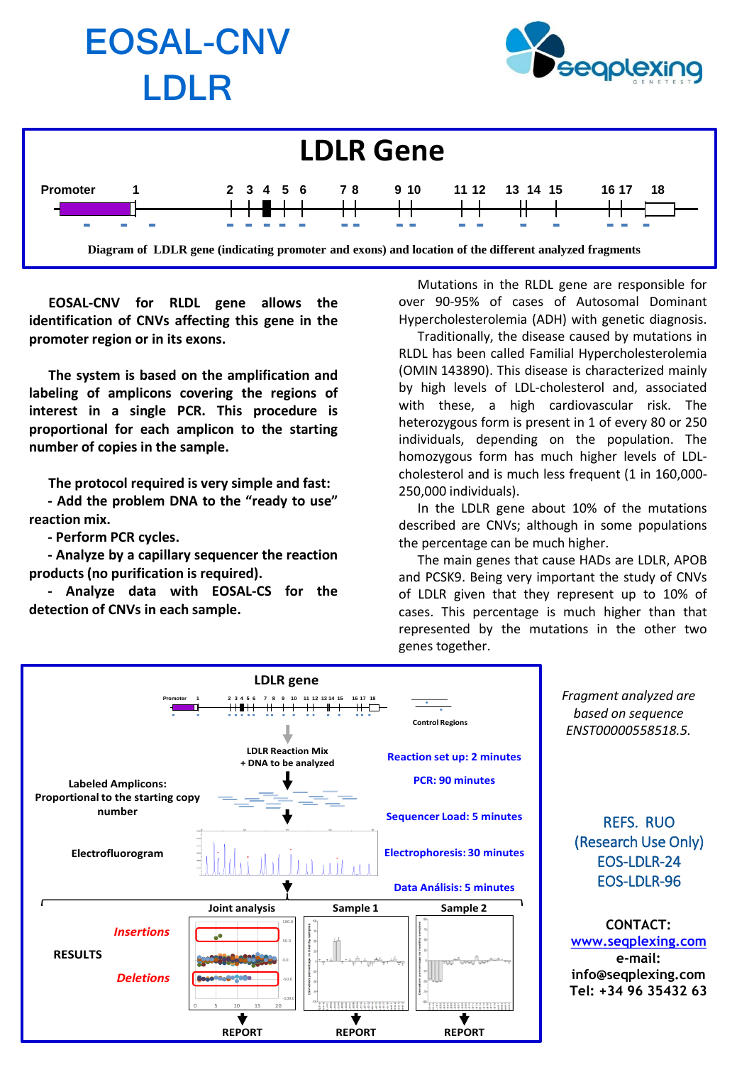# EOSAL-CNV LDLR

## LDLR Gene

Promoter 1 2 3 4 5 6 7 8 9 10 11 12 13 14 15 16 17 18

Diagram of LDLR gene (indicating promoter and exons) and location of the different analyzed fragments

**EOSAL-CNV for RLDL gene allows the identification of CNVs affecting this gene in the promoter region or in its exons.**

**The system is based on the amplification and labeling of amplicons covering the regions of interest in a single PCR. This procedure is proportional for each amplicon to the starting number of copies in the sample.**

**The protocol required is very simple and fast:**

**- Add the problem DNA to the "ready to use" reaction mix.**

**- Perform PCR cycles.**

**- Analyze by a capillary sequencer the reaction products (no purification is required).**

**- Analyze data with EOSAL-CS for the detection of CNVs in each sample.**

Mutations in the RLDL gene are responsible for over 90-95% of cases of Autosomal Dominant Hypercholesterolemia (ADH) with genetic diagnosis.

Traditionally, the disease caused by mutations in RLDL has been called Familial Hypercholesterolemia (OMIN 143890). This disease is characterized mainly by high levels of LDL-cholesterol and, associated with these, a high cardiovascular risk. The heterozygous form is present in 1 of every 80 or 250 individuals, depending on the population. The homozygous form has much higher levels of LDL-cholesterol and is much less frequent (1 in 160,000-250,000 individuals).

In the LDLR gene about 10% of the mutations described are CNVs; although in some populations the percentage can be much higher.

The main genes that cause HADs are LDLR, APOB and PCSK9. Being very important the study of CNVs of LDLR given that they represent up to 10% of cases. This percentage is much higher than that represented by the mutations in the other two genes together.

**LDLR gene**

Control Regions

LDLR Reaction Mix + DNA to be analyzed

**Reaction set up: 2 minutes**

**PCR: 90 minutes**

**Labeled Amplicons: Proportional to the starting copy number**

**Sequencer Load: 5 minutes**

**Electrofluorogram**

**Electrophoresis: 30 minutes**

**Data Análisis: 5 minutes**

**RESULTS**

*Insertions*

*Deletions*

Joint analysis — REPORT

Sample 1 — REPORT

Sample 2 — REPORT

*Fragment analyzed are based on sequence ENST00000558518.5.*

REFS. RUO (Research Use Only)
EOS-LDLR-24
EOS-LDLR-96

**CONTACT:**
www.seqplexing.com
**e-mail:**
**info@seqplexing.com**
**Tel: +34 96 35432 63**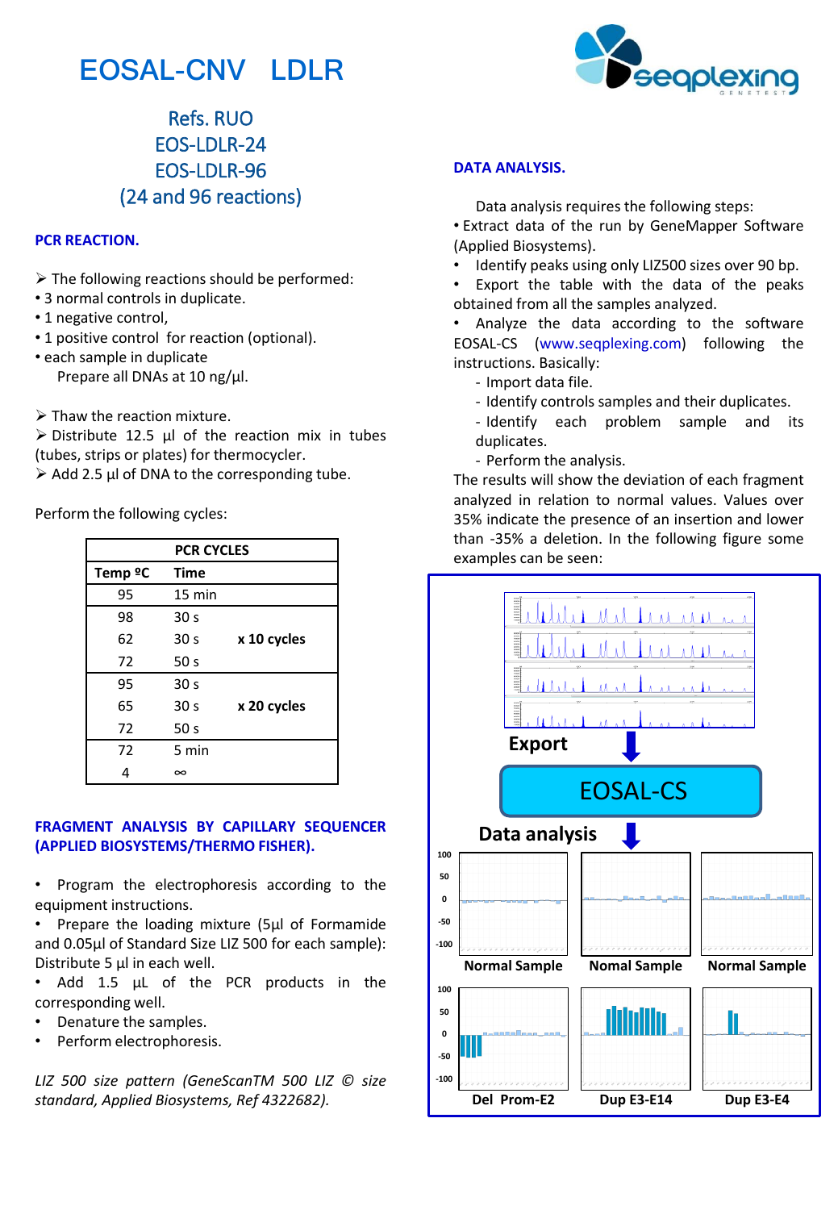# EOSAL-CNV LDLR

## Refs. RUO
## EOS-LDLR-24
## EOS-LDLR-96
## (24 and 96 reactions)

### PCR REACTION.

- The following reactions should be performed:
  - 3 normal controls in duplicate.
  - 1 negative control,
  - 1 positive control for reaction (optional).
  - each sample in duplicate

  Prepare all DNAs at 10 ng/µl.

- Thaw the reaction mixture.
- Distribute 12.5 µl of the reaction mix in tubes (tubes, strips or plates) for thermocycler.
- Add 2.5 µl of DNA to the corresponding tube.

Perform the following cycles:

| PCR CYCLES | | |
|---|---|---|
| **Temp ºC** | **Time** | |
| 95 | 15 min | |
| 98 | 30 s | |
| 62 | 30 s | **x 10 cycles** |
| 72 | 50 s | |
| 95 | 30 s | |
| 65 | 30 s | **x 20 cycles** |
| 72 | 50 s | |
| 72 | 5 min | |
| 4 | ∞ | |

### FRAGMENT ANALYSIS BY CAPILLARY SEQUENCER (APPLIED BIOSYSTEMS/THERMO FISHER).

- Program the electrophoresis according to the equipment instructions.
- Prepare the loading mixture (5µl of Formamide and 0.05µl of Standard Size LIZ 500 for each sample): Distribute 5 µl in each well.
- Add 1.5 µL of the PCR products in the corresponding well.
- Denature the samples.
- Perform electrophoresis.

*LIZ 500 size pattern (GeneScanTM 500 LIZ © size standard, Applied Biosystems, Ref 4322682).*

### DATA ANALYSIS.

Data analysis requires the following steps:

- Extract data of the run by GeneMapper Software (Applied Biosystems).
- Identify peaks using only LIZ500 sizes over 90 bp.
- Export the table with the data of the peaks obtained from all the samples analyzed.
- Analyze the data according to the software EOSAL-CS (www.seqplexing.com) following the instructions. Basically:
  - Import data file.
  - Identify controls samples and their duplicates.
  - Identify each problem sample and its duplicates.
  - Perform the analysis.

The results will show the deviation of each fragment analyzed in relation to normal values. Values over 35% indicate the presence of an insertion and lower than -35% a deletion. In the following figure some examples can be seen:

Export

EOSAL-CS

Data analysis

100
50
0
-50
-100

Normal Sample

Nomal Sample

Normal Sample

100
50
0
-50
-100

Del Prom-E2

Dup E3-E14

Dup E3-E4